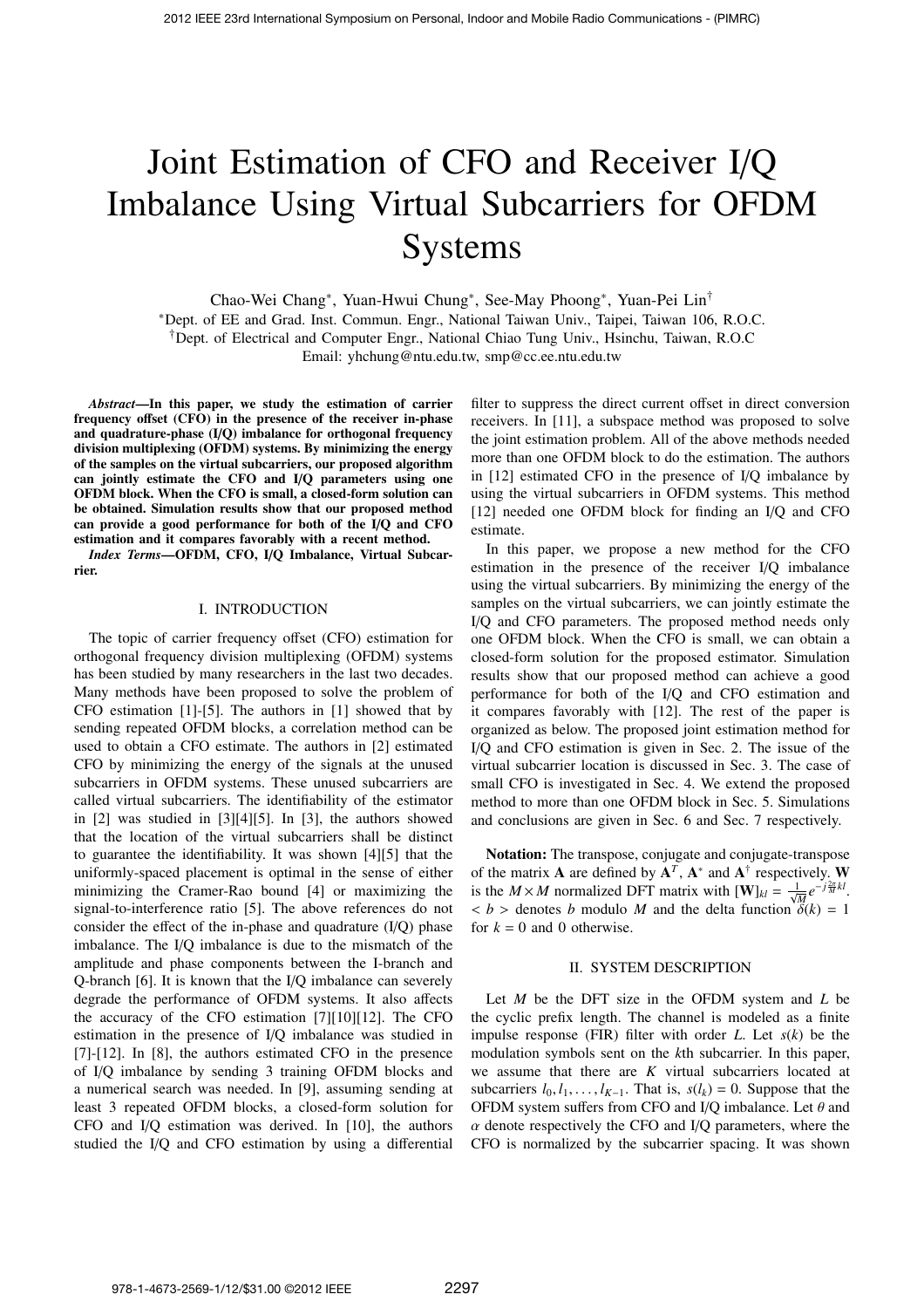# Joint Estimation of CFO and Receiver I/Q Imbalance Using Virtual Subcarriers for OFDM Systems

Chao-Wei Chang*, Yuan-Hwui Chung*, See-May Phoong*, Yuan-Pei Lin†

*Dept. of EE and Grad. Inst. Commun. Engr., National Taiwan Univ., Taipei, Taiwan 106, R.O.C.
†Dept. of Electrical and Computer Engr., National Chiao Tung Univ., Hsinchu, Taiwan, R.O.C
Email: yhchung@ntu.edu.tw, smp@cc.ee.ntu.edu.tw

***Abstract*—In this paper, we study the estimation of carrier frequency offset (CFO) in the presence of the receiver in-phase and quadrature-phase (I/Q) imbalance for orthogonal frequency division multiplexing (OFDM) systems. By minimizing the energy of the samples on the virtual subcarriers, our proposed algorithm can jointly estimate the CFO and I/Q parameters using one OFDM block. When the CFO is small, a closed-form solution can be obtained. Simulation results show that our proposed method can provide a good performance for both of the I/Q and CFO estimation and it compares favorably with a recent method.**

***Index Terms*—OFDM, CFO, I/Q Imbalance, Virtual Subcarrier.**

## I. INTRODUCTION

The topic of carrier frequency offset (CFO) estimation for orthogonal frequency division multiplexing (OFDM) systems has been studied by many researchers in the last two decades. Many methods have been proposed to solve the problem of CFO estimation [1]-[5]. The authors in [1] showed that by sending repeated OFDM blocks, a correlation method can be used to obtain a CFO estimate. The authors in [2] estimated CFO by minimizing the energy of the signals at the unused subcarriers in OFDM systems. These unused subcarriers are called virtual subcarriers. The identifiability of the estimator in [2] was studied in [3][4][5]. In [3], the authors showed that the location of the virtual subcarriers shall be distinct to guarantee the identifiability. It was shown [4][5] that the uniformly-spaced placement is optimal in the sense of either minimizing the Cramer-Rao bound [4] or maximizing the signal-to-interference ratio [5]. The above references do not consider the effect of the in-phase and quadrature (I/Q) phase imbalance. The I/Q imbalance is due to the mismatch of the amplitude and phase components between the I-branch and Q-branch [6]. It is known that the I/Q imbalance can severely degrade the performance of OFDM systems. It also affects the accuracy of the CFO estimation [7][10][12]. The CFO estimation in the presence of I/Q imbalance was studied in [7]-[12]. In [8], the authors estimated CFO in the presence of I/Q imbalance by sending 3 training OFDM blocks and a numerical search was needed. In [9], assuming sending at least 3 repeated OFDM blocks, a closed-form solution for CFO and I/Q estimation was derived. In [10], the authors studied the I/Q and CFO estimation by using a differential filter to suppress the direct current offset in direct conversion receivers. In [11], a subspace method was proposed to solve the joint estimation problem. All of the above methods needed more than one OFDM block to do the estimation. The authors in [12] estimated CFO in the presence of I/Q imbalance by using the virtual subcarriers in OFDM systems. This method [12] needed one OFDM block for finding an I/Q and CFO estimate.

In this paper, we propose a new method for the CFO estimation in the presence of the receiver I/Q imbalance using the virtual subcarriers. By minimizing the energy of the samples on the virtual subcarriers, we can jointly estimate the I/Q and CFO parameters. The proposed method needs only one OFDM block. When the CFO is small, we can obtain a closed-form solution for the proposed estimator. Simulation results show that our proposed method can achieve a good performance for both of the I/Q and CFO estimation and it compares favorably with [12]. The rest of the paper is organized as below. The proposed joint estimation method for I/Q and CFO estimation is given in Sec. 2. The issue of the virtual subcarrier location is discussed in Sec. 3. The case of small CFO is investigated in Sec. 4. We extend the proposed method to more than one OFDM block in Sec. 5. Simulations and conclusions are given in Sec. 6 and Sec. 7 respectively.

**Notation:** The transpose, conjugate and conjugate-transpose of the matrix $\mathbf{A}$ are defined by $\mathbf{A}^T$, $\mathbf{A}^*$ and $\mathbf{A}^\dagger$ respectively. $\mathbf{W}$ is the $M \times M$ normalized DFT matrix with $[\mathbf{W}]_{kl} = \frac{1}{\sqrt{M}} e^{-j\frac{2\pi}{M}kl}$. $< b >$ denotes $b$ modulo $M$ and the delta function $\delta(k) = 1$ for $k = 0$ and 0 otherwise.

## II. SYSTEM DESCRIPTION

Let $M$ be the DFT size in the OFDM system and $L$ be the cyclic prefix length. The channel is modeled as a finite impulse response (FIR) filter with order $L$. Let $s(k)$ be the modulation symbols sent on the $k$th subcarrier. In this paper, we assume that there are $K$ virtual subcarriers located at subcarriers $l_0, l_1, \ldots, l_{K-1}$. That is, $s(l_k) = 0$. Suppose that the OFDM system suffers from CFO and I/Q imbalance. Let $\theta$ and $\alpha$ denote respectively the CFO and I/Q parameters, where the CFO is normalized by the subcarrier spacing. It was shown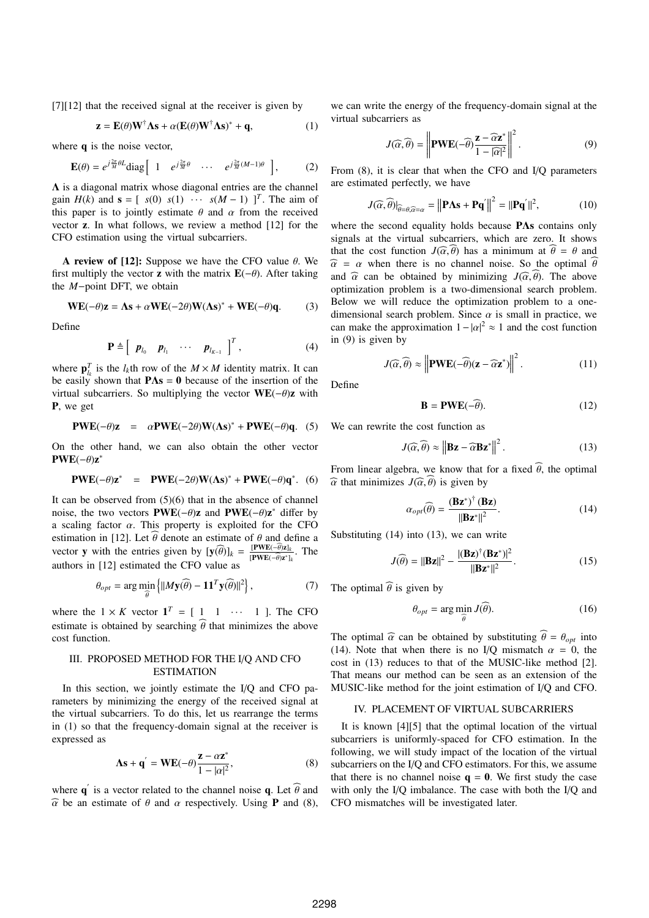[7][12] that the received signal at the receiver is given by

$$\mathbf{z} = \mathbf{E}(\theta)\mathbf{W}^{\dagger}\mathbf{\Lambda s} + \alpha(\mathbf{E}(\theta)\mathbf{W}^{\dagger}\mathbf{\Lambda s})^{*} + \mathbf{q}, \tag{1}$$

where $\mathbf{q}$ is the noise vector,

$$\mathbf{E}(\theta) = e^{j\frac{2\pi}{M}\theta L}\mathrm{diag}\begin{bmatrix} 1 & e^{j\frac{2\pi}{M}\theta} & \cdots & e^{j\frac{2\pi}{M}(M-1)\theta} \end{bmatrix}, \tag{2}$$

$\mathbf{\Lambda}$ is a diagonal matrix whose diagonal entries are the channel gain $H(k)$ and $\mathbf{s} = [\ s(0)\ \ s(1)\ \ \cdots\ \ s(M-1)\ ]^T$. The aim of this paper is to jointly estimate $\theta$ and $\alpha$ from the received vector $\mathbf{z}$. In what follows, we review a method [12] for the CFO estimation using the virtual subcarriers.

**A review of [12]:** Suppose we have the CFO value $\theta$. We first multiply the vector $\mathbf{z}$ with the matrix $\mathbf{E}(-\theta)$. After taking the $M$−point DFT, we obtain

$$\mathbf{WE}(-\theta)\mathbf{z} = \mathbf{\Lambda s} + \alpha\mathbf{WE}(-2\theta)\mathbf{W}(\mathbf{\Lambda s})^{*} + \mathbf{WE}(-\theta)\mathbf{q}. \tag{3}$$

Define

$$\mathbf{P} \triangleq \begin{bmatrix} \boldsymbol{p}_{l_0} & \boldsymbol{p}_{l_1} & \cdots & \boldsymbol{p}_{l_{K-1}} \end{bmatrix}^T, \tag{4}$$

where $\mathbf{p}_{l_k}^T$ is the $l_k$th row of the $M \times M$ identity matrix. It can be easily shown that $\mathbf{P\Lambda s} = \mathbf{0}$ because of the insertion of the virtual subcarriers. So multiplying the vector $\mathbf{WE}(-\theta)\mathbf{z}$ with $\mathbf{P}$, we get

$$\mathbf{PWE}(-\theta)\mathbf{z} \quad = \quad \alpha\mathbf{PWE}(-2\theta)\mathbf{W}(\mathbf{\Lambda s})^{*} + \mathbf{PWE}(-\theta)\mathbf{q}. \tag{5}$$

On the other hand, we can also obtain the other vector $\mathbf{PWE}(-\theta)\mathbf{z}^{*}$

$$\mathbf{PWE}(-\theta)\mathbf{z}^{*} \quad = \quad \mathbf{PWE}(-2\theta)\mathbf{W}(\mathbf{\Lambda s})^{*} + \mathbf{PWE}(-\theta)\mathbf{q}^{*}. \tag{6}$$

It can be observed from (5)(6) that in the absence of channel noise, the two vectors $\mathbf{PWE}(-\theta)\mathbf{z}$ and $\mathbf{PWE}(-\theta)\mathbf{z}^{*}$ differ by a scaling factor $\alpha$. This property is exploited for the CFO estimation in [12]. Let $\widehat{\theta}$ denote an estimate of $\theta$ and define a vector $\mathbf{y}$ with the entries given by $[\mathbf{y}(\widehat{\theta})]_k = \frac{[\mathbf{PWE}(-\widehat{\theta})\mathbf{z}]_k}{[\mathbf{PWE}(-\widehat{\theta})\mathbf{z}^{*}]_k}$. The authors in [12] estimated the CFO value as

$$\theta_{opt} = \arg\min_{\widehat{\theta}} \left\{ \|M\mathbf{y}(\widehat{\theta}) - \mathbf{1}\mathbf{1}^T\mathbf{y}(\widehat{\theta})\|^2 \right\}, \tag{7}$$

where the $1 \times K$ vector $\mathbf{1}^T = [\ 1\ \ 1\ \ \cdots\ \ 1\ ]$. The CFO estimate is obtained by searching $\widehat{\theta}$ that minimizes the above cost function.

## III. PROPOSED METHOD FOR THE I/Q AND CFO ESTIMATION

In this section, we jointly estimate the I/Q and CFO parameters by minimizing the energy of the received signal at the virtual subcarriers. To do this, let us rearrange the terms in (1) so that the frequency-domain signal at the receiver is expressed as

$$\mathbf{\Lambda s} + \mathbf{q}^{'} = \mathbf{WE}(-\theta)\frac{\mathbf{z} - \alpha\mathbf{z}^{*}}{1 - |\alpha|^2}, \tag{8}$$

where $\mathbf{q}^{'}$ is a vector related to the channel noise $\mathbf{q}$. Let $\widehat{\theta}$ and $\widehat{\alpha}$ be an estimate of $\theta$ and $\alpha$ respectively. Using $\mathbf{P}$ and (8), we can write the energy of the frequency-domain signal at the virtual subcarriers as

$$J(\widehat{\alpha}, \widehat{\theta}) = \left\| \mathbf{PWE}(-\widehat{\theta})\frac{\mathbf{z} - \widehat{\alpha}\mathbf{z}^{*}}{1 - |\widehat{\alpha}|^2} \right\|^2. \tag{9}$$

From (8), it is clear that when the CFO and I/Q parameters are estimated perfectly, we have

$$J(\widehat{\alpha}, \widehat{\theta})|_{\widehat{\theta}=\theta, \widehat{\alpha}=\alpha} = \left\| \mathbf{P\Lambda s} + \mathbf{Pq}^{'} \right\|^2 = \|\mathbf{Pq}^{'}\|^2, \tag{10}$$

where the second equality holds because $\mathbf{P\Lambda s}$ contains only signals at the virtual subcarriers, which are zero. It shows that the cost function $J(\widehat{\alpha}, \widehat{\theta})$ has a minimum at $\widehat{\theta} = \theta$ and $\widehat{\alpha} = \alpha$ when there is no channel noise. So the optimal $\widehat{\theta}$ and $\widehat{\alpha}$ can be obtained by minimizing $J(\widehat{\alpha}, \widehat{\theta})$. The above optimization problem is a two-dimensional search problem. Below we will reduce the optimization problem to a one-dimensional search problem. Since $\alpha$ is small in practice, we can make the approximation $1 - |\alpha|^2 \approx 1$ and the cost function in (9) is given by

$$J(\widehat{\alpha}, \widehat{\theta}) \approx \left\| \mathbf{PWE}(-\widehat{\theta})(\mathbf{z} - \widehat{\alpha}\mathbf{z}^{*}) \right\|^2. \tag{11}$$

Define

$$\mathbf{B} = \mathbf{PWE}(-\widehat{\theta}). \tag{12}$$

We can rewrite the cost function as

$$J(\widehat{\alpha}, \widehat{\theta}) \approx \left\| \mathbf{Bz} - \widehat{\alpha}\mathbf{Bz}^{*} \right\|^2. \tag{13}$$

From linear algebra, we know that for a fixed $\widehat{\theta}$, the optimal $\widehat{\alpha}$ that minimizes $J(\widehat{\alpha}, \widehat{\theta})$ is given by

$$\alpha_{opt}(\widehat{\theta}) = \frac{(\mathbf{Bz}^{*})^{\dagger}(\mathbf{Bz})}{\|\mathbf{Bz}^{*}\|^2}. \tag{14}$$

Substituting (14) into (13), we can write

$$J(\widehat{\theta}) = \|\mathbf{Bz}\|^2 - \frac{|(\mathbf{Bz})^{\dagger}(\mathbf{Bz}^{*})|^2}{\|\mathbf{Bz}^{*}\|^2}. \tag{15}$$

The optimal $\widehat{\theta}$ is given by

$$\theta_{opt} = \arg\min_{\widehat{\theta}} J(\widehat{\theta}). \tag{16}$$

The optimal $\widehat{\alpha}$ can be obtained by substituting $\widehat{\theta} = \theta_{opt}$ into (14). Note that when there is no I/Q mismatch $\alpha = 0$, the cost in (13) reduces to that of the MUSIC-like method [2]. That means our method can be seen as an extension of the MUSIC-like method for the joint estimation of I/Q and CFO.

## IV. PLACEMENT OF VIRTUAL SUBCARRIERS

It is known [4][5] that the optimal location of the virtual subcarriers is uniformly-spaced for CFO estimation. In the following, we will study impact of the location of the virtual subcarriers on the I/Q and CFO estimators. For this, we assume that there is no channel noise $\mathbf{q} = \mathbf{0}$. We first study the case with only the I/Q imbalance. The case with both the I/Q and CFO mismatches will be investigated later.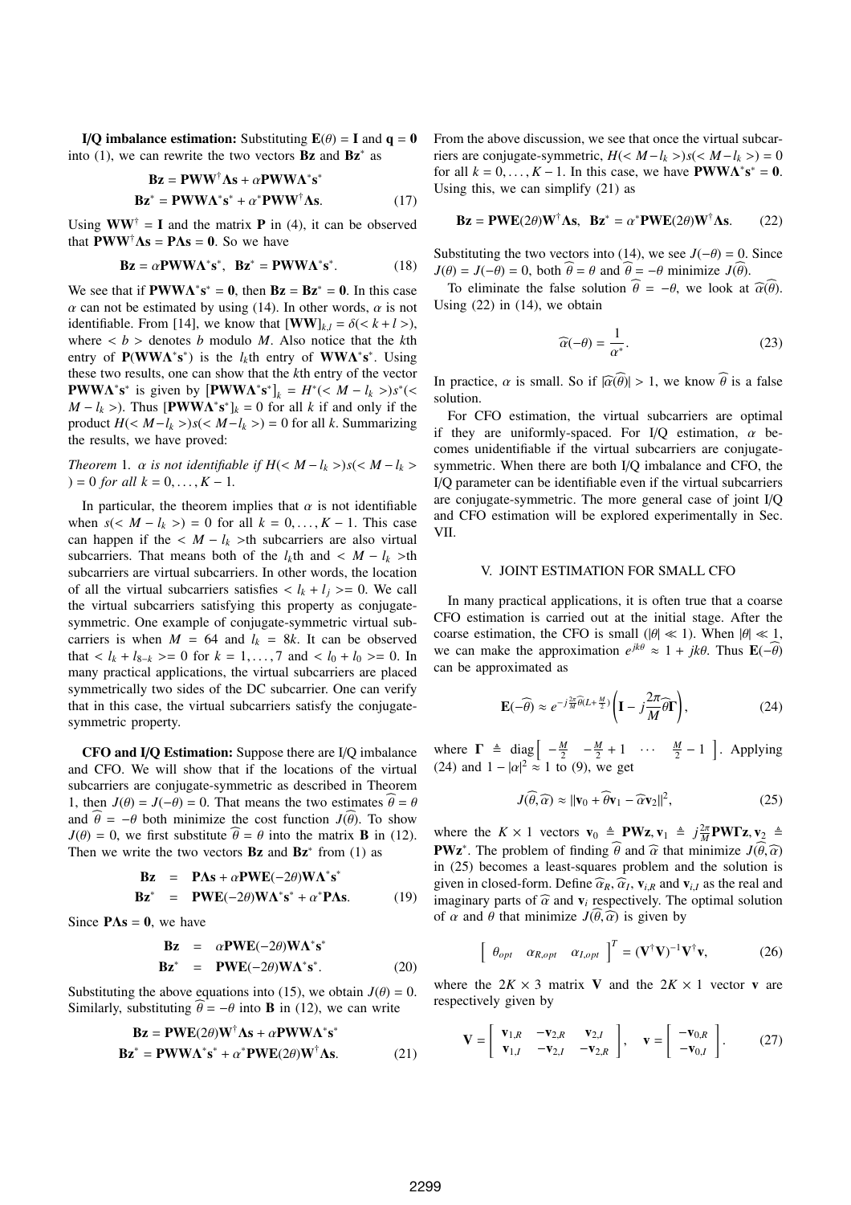**I/Q imbalance estimation:** Substituting $\mathbf{E}(\theta) = \mathbf{I}$ and $\mathbf{q} = \mathbf{0}$ into (1), we can rewrite the two vectors $\mathbf{Bz}$ and $\mathbf{Bz}^*$ as

$$\mathbf{Bz} = \mathbf{PWW}^{\dagger}\mathbf{\Lambda s} + \alpha\mathbf{PWW\Lambda}^*\mathbf{s}^*$$
$$\mathbf{Bz}^* = \mathbf{PWW\Lambda}^*\mathbf{s}^* + \alpha^*\mathbf{PWW}^{\dagger}\mathbf{\Lambda s}. \quad (17)$$

Using $\mathbf{WW}^{\dagger} = \mathbf{I}$ and the matrix $\mathbf{P}$ in (4), it can be observed that $\mathbf{PWW}^{\dagger}\mathbf{\Lambda s} = \mathbf{P\Lambda s} = \mathbf{0}$. So we have

$$\mathbf{Bz} = \alpha\mathbf{PWW\Lambda}^*\mathbf{s}^*, \quad \mathbf{Bz}^* = \mathbf{PWW\Lambda}^*\mathbf{s}^*. \quad (18)$$

We see that if $\mathbf{PWW\Lambda}^*\mathbf{s}^* = \mathbf{0}$, then $\mathbf{Bz} = \mathbf{Bz}^* = \mathbf{0}$. In this case $\alpha$ can not be estimated by using (14). In other words, $\alpha$ is not identifiable. From [14], we know that $[\mathbf{WW}]_{k,l} = \delta(<k+l>)$, where $<b>$ denotes $b$ modulo $M$. Also notice that the $k$th entry of $\mathbf{P}(\mathbf{WW\Lambda}^*\mathbf{s}^*)$ is the $l_k$th entry of $\mathbf{WW\Lambda}^*\mathbf{s}^*$. Using these two results, one can show that the $k$th entry of the vector $\mathbf{PWW\Lambda}^*\mathbf{s}^*$ is given by $[\mathbf{PWW\Lambda}^*\mathbf{s}^*]_k = H^*(<M-l_k>)s^*(<M-l_k>)$. Thus $[\mathbf{PWW\Lambda}^*\mathbf{s}^*]_k = 0$ for all $k$ if and only if the product $H(<M-l_k>)s(<M-l_k>) = 0$ for all $k$. Summarizing the results, we have proved:

*Theorem* 1. *$\alpha$ is not identifiable if $H(<M-l_k>)s(<M-l_k>) = 0$ for all $k = 0, \ldots, K-1$.*

In particular, the theorem implies that $\alpha$ is not identifiable when $s(<M-l_k>) = 0$ for all $k = 0, \ldots, K-1$. This case can happen if the $<M-l_k>$th subcarriers are also virtual subcarriers. That means both of the $l_k$th and $<M-l_k>$th subcarriers are virtual subcarriers. In other words, the location of all the virtual subcarriers satisfies $<l_k + l_j> = 0$. We call the virtual subcarriers satisfying this property as conjugate-symmetric. One example of conjugate-symmetric virtual subcarriers is when $M = 64$ and $l_k = 8k$. It can be observed that $<l_k + l_{8-k}> = 0$ for $k = 1, \ldots, 7$ and $<l_0 + l_0> = 0$. In many practical applications, the virtual subcarriers are placed symmetrically two sides of the DC subcarrier. One can verify that in this case, the virtual subcarriers satisfy the conjugate-symmetric property.

**CFO and I/Q Estimation:** Suppose there are I/Q imbalance and CFO. We will show that if the locations of the virtual subcarriers are conjugate-symmetric as described in Theorem 1, then $J(\theta) = J(-\theta) = 0$. That means the two estimates $\widehat{\theta} = \theta$ and $\widehat{\theta} = -\theta$ both minimize the cost function $J(\widehat{\theta})$. To show $J(\theta) = 0$, we first substitute $\widehat{\theta} = \theta$ into the matrix $\mathbf{B}$ in (12). Then we write the two vectors $\mathbf{Bz}$ and $\mathbf{Bz}^*$ from (1) as

$$\begin{aligned}\mathbf{Bz} &= \mathbf{P\Lambda s} + \alpha\mathbf{PWE}(-2\theta)\mathbf{W\Lambda}^*\mathbf{s}^* \\ \mathbf{Bz}^* &= \mathbf{PWE}(-2\theta)\mathbf{W\Lambda}^*\mathbf{s}^* + \alpha^*\mathbf{P\Lambda s}.\end{aligned} \quad (19)$$

Since $\mathbf{P\Lambda s} = \mathbf{0}$, we have

$$\begin{aligned}\mathbf{Bz} &= \alpha\mathbf{PWE}(-2\theta)\mathbf{W\Lambda}^*\mathbf{s}^* \\ \mathbf{Bz}^* &= \mathbf{PWE}(-2\theta)\mathbf{W\Lambda}^*\mathbf{s}^*.\end{aligned} \quad (20)$$

Substituting the above equations into (15), we obtain $J(\theta) = 0$. Similarly, substituting $\widehat{\theta} = -\theta$ into $\mathbf{B}$ in (12), we can write

$$\mathbf{Bz} = \mathbf{PWE}(2\theta)\mathbf{W}^{\dagger}\mathbf{\Lambda s} + \alpha\mathbf{PWW\Lambda}^*\mathbf{s}^*$$
$$\mathbf{Bz}^* = \mathbf{PWW\Lambda}^*\mathbf{s}^* + \alpha^*\mathbf{PWE}(2\theta)\mathbf{W}^{\dagger}\mathbf{\Lambda s}. \quad (21)$$

From the above discussion, we see that once the virtual subcarriers are conjugate-symmetric, $H(<M-l_k>)s(<M-l_k>) = 0$ for all $k = 0, \ldots, K-1$. In this case, we have $\mathbf{PWW\Lambda}^*\mathbf{s}^* = \mathbf{0}$. Using this, we can simplify (21) as

$$\mathbf{Bz} = \mathbf{PWE}(2\theta)\mathbf{W}^{\dagger}\mathbf{\Lambda s}, \quad \mathbf{Bz}^* = \alpha^*\mathbf{PWE}(2\theta)\mathbf{W}^{\dagger}\mathbf{\Lambda s}. \quad (22)$$

Substituting the two vectors into (14), we see $J(-\theta) = 0$. Since $J(\theta) = J(-\theta) = 0$, both $\widehat{\theta} = \theta$ and $\widehat{\theta} = -\theta$ minimize $J(\widehat{\theta})$.

To eliminate the false solution $\widehat{\theta} = -\theta$, we look at $\widehat{\alpha}(\widehat{\theta})$. Using (22) in (14), we obtain

$$\widehat{\alpha}(-\theta) = \frac{1}{\alpha^*}. \quad (23)$$

In practice, $\alpha$ is small. So if $|\widehat{\alpha}(\widehat{\theta})| > 1$, we know $\widehat{\theta}$ is a false solution.

For CFO estimation, the virtual subcarriers are optimal if they are uniformly-spaced. For I/Q estimation, $\alpha$ becomes unidentifiable if the virtual subcarriers are conjugate-symmetric. When there are both I/Q imbalance and CFO, the I/Q parameter can be identifiable even if the virtual subcarriers are conjugate-symmetric. The more general case of joint I/Q and CFO estimation will be explored experimentally in Sec. VII.

## V. Joint Estimation for Small CFO

In many practical applications, it is often true that a coarse CFO estimation is carried out at the initial stage. After the coarse estimation, the CFO is small ($|\theta| \ll 1$). When $|\theta| \ll 1$, we can make the approximation $e^{jk\theta} \approx 1 + jk\theta$. Thus $\mathbf{E}(-\widehat{\theta})$ can be approximated as

$$\mathbf{E}(-\widehat{\theta}) \approx e^{-j\frac{2\pi}{M}\widehat{\theta}(L+\frac{M}{2})}\left(\mathbf{I} - j\frac{2\pi}{M}\widehat{\theta}\mathbf{\Gamma}\right), \quad (24)$$

where $\mathbf{\Gamma} \triangleq \text{diag}\begin{bmatrix} -\frac{M}{2} & -\frac{M}{2}+1 & \cdots & \frac{M}{2}-1 \end{bmatrix}$. Applying (24) and $1 - |\alpha|^2 \approx 1$ to (9), we get

$$J(\widehat{\theta}, \widehat{\alpha}) \approx \|\mathbf{v}_0 + \widehat{\theta}\mathbf{v}_1 - \widehat{\alpha}\mathbf{v}_2\|^2, \quad (25)$$

where the $K \times 1$ vectors $\mathbf{v}_0 \triangleq \mathbf{PWz}, \mathbf{v}_1 \triangleq j\frac{2\pi}{M}\mathbf{PW\Gamma z}, \mathbf{v}_2 \triangleq \mathbf{PWz}^*$. The problem of finding $\widehat{\theta}$ and $\widehat{\alpha}$ that minimize $J(\widehat{\theta}, \widehat{\alpha})$ in (25) becomes a least-squares problem and the solution is given in closed-form. Define $\widehat{\alpha}_R, \widehat{\alpha}_I, \mathbf{v}_{i,R}$ and $\mathbf{v}_{i,I}$ as the real and imaginary parts of $\widehat{\alpha}$ and $\mathbf{v}_i$ respectively. The optimal solution of $\alpha$ and $\theta$ that minimize $J(\widehat{\theta}, \widehat{\alpha})$ is given by

$$\begin{bmatrix} \theta_{opt} & \alpha_{R,opt} & \alpha_{I,opt} \end{bmatrix}^T = (\mathbf{V}^{\dagger}\mathbf{V})^{-1}\mathbf{V}^{\dagger}\mathbf{v}, \quad (26)$$

where the $2K \times 3$ matrix $\mathbf{V}$ and the $2K \times 1$ vector $\mathbf{v}$ are respectively given by

$$\mathbf{V} = \begin{bmatrix} \mathbf{v}_{1,R} & -\mathbf{v}_{2,R} & \mathbf{v}_{2,I} \\ \mathbf{v}_{1,I} & -\mathbf{v}_{2,I} & -\mathbf{v}_{2,R} \end{bmatrix}, \quad \mathbf{v} = \begin{bmatrix} -\mathbf{v}_{0,R} \\ -\mathbf{v}_{0,I} \end{bmatrix}. \quad (27)$$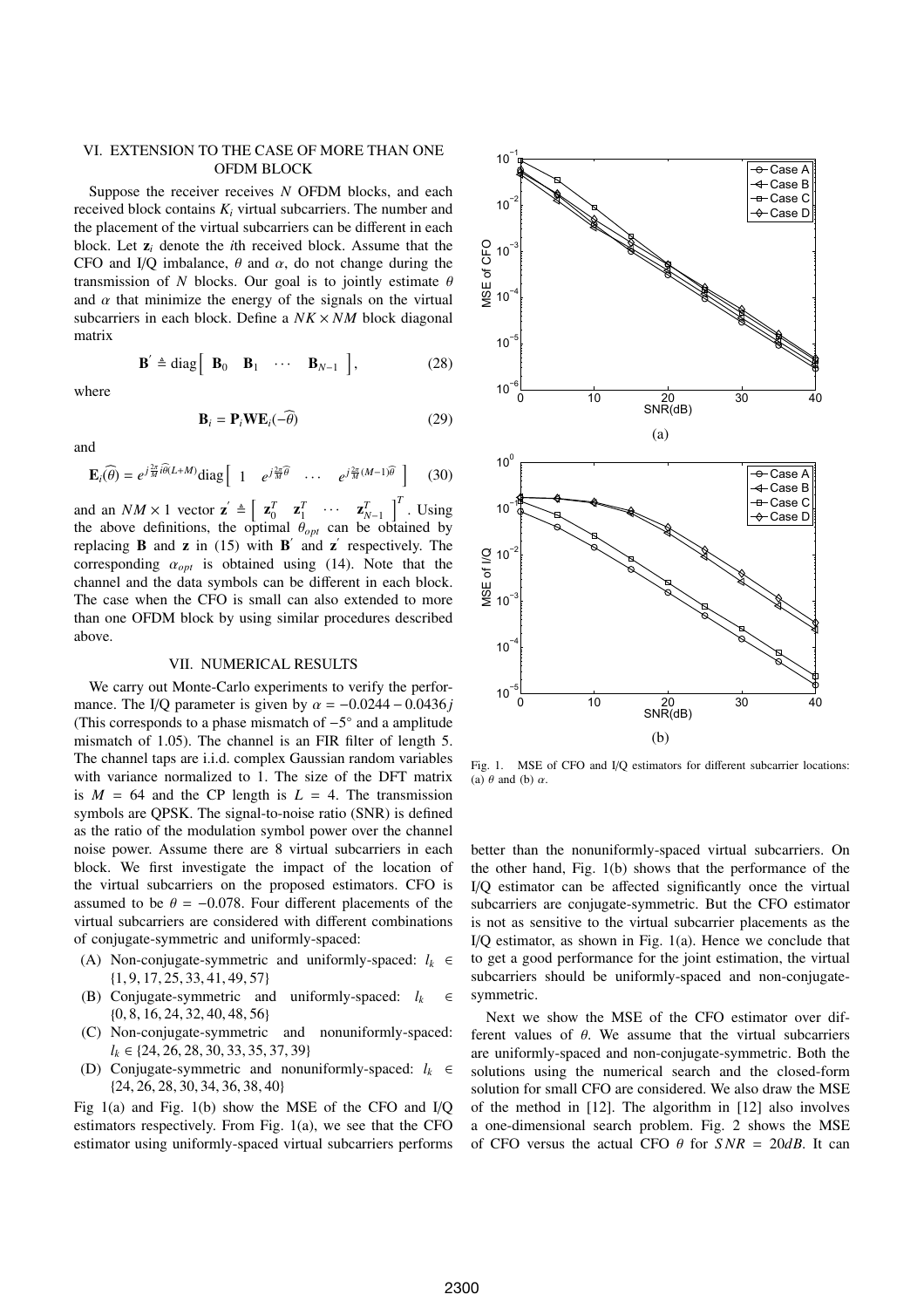## VI. Extension to the Case of More Than One OFDM Block

Suppose the receiver receives $N$ OFDM blocks, and each received block contains $K_i$ virtual subcarriers. The number and the placement of the virtual subcarriers can be different in each block. Let $\mathbf{z}_i$ denote the $i$th received block. Assume that the CFO and I/Q imbalance, $\theta$ and $\alpha$, do not change during the transmission of $N$ blocks. Our goal is to jointly estimate $\theta$ and $\alpha$ that minimize the energy of the signals on the virtual subcarriers in each block. Define a $NK \times NM$ block diagonal matrix

$$\mathbf{B}' \triangleq \text{diag}\begin{bmatrix} \mathbf{B}_0 & \mathbf{B}_1 & \cdots & \mathbf{B}_{N-1} \end{bmatrix}, \tag{28}$$

where

$$\mathbf{B}_i = \mathbf{P}_i \mathbf{W} \mathbf{E}_i(-\widehat{\theta}) \tag{29}$$

and

$$\mathbf{E}_i(\widehat{\theta}) = e^{j\frac{2\pi}{M} i\widehat{\theta}(L+M)} \text{diag}\begin{bmatrix} 1 & e^{j\frac{2\pi}{M}\widehat{\theta}} & \cdots & e^{j\frac{2\pi}{M}(M-1)\widehat{\theta}} \end{bmatrix} \tag{30}$$

and an $NM \times 1$ vector $\mathbf{z}' \triangleq \begin{bmatrix} \mathbf{z}_0^T & \mathbf{z}_1^T & \cdots & \mathbf{z}_{N-1}^T \end{bmatrix}^T$. Using the above definitions, the optimal $\theta_{opt}$ can be obtained by replacing $\mathbf{B}$ and $\mathbf{z}$ in (15) with $\mathbf{B}'$ and $\mathbf{z}'$ respectively. The corresponding $\alpha_{opt}$ is obtained using (14). Note that the channel and the data symbols can be different in each block. The case when the CFO is small can also extended to more than one OFDM block by using similar procedures described above.

## VII. Numerical Results

We carry out Monte-Carlo experiments to verify the performance. The I/Q parameter is given by $\alpha = -0.0244 - 0.0436j$ (This corresponds to a phase mismatch of $-5^\circ$ and a amplitude mismatch of 1.05). The channel is an FIR filter of length 5. The channel taps are i.i.d. complex Gaussian random variables with variance normalized to 1. The size of the DFT matrix is $M = 64$ and the CP length is $L = 4$. The transmission symbols are QPSK. The signal-to-noise ratio (SNR) is defined as the ratio of the modulation symbol power over the channel noise power. Assume there are 8 virtual subcarriers in each block. We first investigate the impact of the location of the virtual subcarriers on the proposed estimators. CFO is assumed to be $\theta = -0.078$. Four different placements of the virtual subcarriers are considered with different combinations of conjugate-symmetric and uniformly-spaced:

(A) Non-conjugate-symmetric and uniformly-spaced: $l_k \in \{1, 9, 17, 25, 33, 41, 49, 57\}$

(B) Conjugate-symmetric and uniformly-spaced: $l_k \in \{0, 8, 16, 24, 32, 40, 48, 56\}$

(C) Non-conjugate-symmetric and nonuniformly-spaced: $l_k \in \{24, 26, 28, 30, 33, 35, 37, 39\}$

(D) Conjugate-symmetric and nonuniformly-spaced: $l_k \in \{24, 26, 28, 30, 34, 36, 38, 40\}$

Fig 1(a) and Fig. 1(b) show the MSE of the CFO and I/Q estimators respectively. From Fig. 1(a), we see that the CFO estimator using uniformly-spaced virtual subcarriers performs better than the nonuniformly-spaced virtual subcarriers. On the other hand, Fig. 1(b) shows that the performance of the I/Q estimator can be affected significantly once the virtual subcarriers are conjugate-symmetric. But the CFO estimator is not as sensitive to the virtual subcarrier placements as the I/Q estimator, as shown in Fig. 1(a). Hence we conclude that to get a good performance for the joint estimation, the virtual subcarriers should be uniformly-spaced and non-conjugate-symmetric.

Next we show the MSE of the CFO estimator over different values of $\theta$. We assume that the virtual subcarriers are uniformly-spaced and non-conjugate-symmetric. Both the solutions using the numerical search and the closed-form solution for small CFO are considered. We also draw the MSE of the method in [12]. The algorithm in [12] also involves a one-dimensional search problem. Fig. 2 shows the MSE of CFO versus the actual CFO $\theta$ for $SNR = 20dB$. It can

Fig. 1. MSE of CFO and I/Q estimators for different subcarrier locations: (a) $\theta$ and (b) $\alpha$.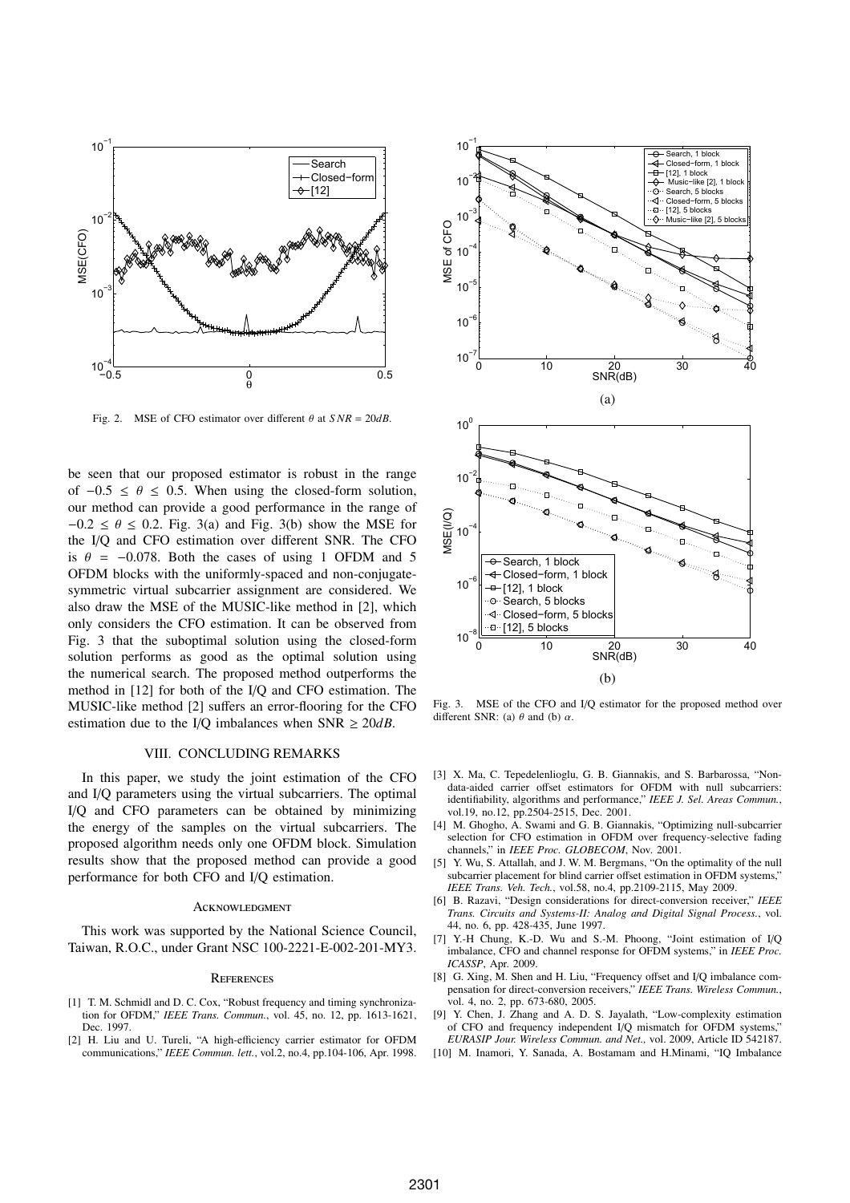Fig. 2. MSE of CFO estimator over different $\theta$ at $SNR = 20dB$.

be seen that our proposed estimator is robust in the range of $-0.5 \leq \theta \leq 0.5$. When using the closed-form solution, our method can provide a good performance in the range of $-0.2 \leq \theta \leq 0.2$. Fig. 3(a) and Fig. 3(b) show the MSE for the I/Q and CFO estimation over different SNR. The CFO is $\theta = -0.078$. Both the cases of using 1 OFDM and 5 OFDM blocks with the uniformly-spaced and non-conjugate-symmetric virtual subcarrier assignment are considered. We also draw the MSE of the MUSIC-like method in [2], which only considers the CFO estimation. It can be observed from Fig. 3 that the suboptimal solution using the closed-form solution performs as good as the optimal solution using the numerical search. The proposed method outperforms the method in [12] for both of the I/Q and CFO estimation. The MUSIC-like method [2] suffers an error-flooring for the CFO estimation due to the I/Q imbalances when SNR $\geq 20dB$.

Fig. 3. MSE of the CFO and I/Q estimator for the proposed method over different SNR: (a) $\theta$ and (b) $\alpha$.

## VIII. Concluding Remarks

In this paper, we study the joint estimation of the CFO and I/Q parameters using the virtual subcarriers. The optimal I/Q and CFO parameters can be obtained by minimizing the energy of the samples on the virtual subcarriers. The proposed algorithm needs only one OFDM block. Simulation results show that the proposed method can provide a good performance for both CFO and I/Q estimation.

### Acknowledgment

This work was supported by the National Science Council, Taiwan, R.O.C., under Grant NSC 100-2221-E-002-201-MY3.

### References

[1] T. M. Schmidl and D. C. Cox, "Robust frequency and timing synchronization for OFDM," *IEEE Trans. Commun.*, vol. 45, no. 12, pp. 1613-1621, Dec. 1997.

[2] H. Liu and U. Tureli, "A high-efficiency carrier estimator for OFDM communications," *IEEE Commun. lett.*, vol.2, no.4, pp.104-106, Apr. 1998.

[3] X. Ma, C. Tepedelenlioglu, G. B. Giannakis, and S. Barbarossa, "Non-data-aided carrier offset estimators for OFDM with null subcarriers: identifiability, algorithms and performance," *IEEE J. Sel. Areas Commun.*, vol.19, no.12, pp.2504-2515, Dec. 2001.

[4] M. Ghogho, A. Swami and G. B. Giannakis, "Optimizing null-subcarrier selection for CFO estimation in OFDM over frequency-selective fading channels," in *IEEE Proc. GLOBECOM*, Nov. 2001.

[5] Y. Wu, S. Attallah, and J. W. M. Bergmans, "On the optimality of the null subcarrier placement for blind carrier offset estimation in OFDM systems," *IEEE Trans. Veh. Tech.*, vol.58, no.4, pp.2109-2115, May 2009.

[6] B. Razavi, "Design considerations for direct-conversion receiver," *IEEE Trans. Circuits and Systems-II: Analog and Digital Signal Process.*, vol. 44, no. 6, pp. 428-435, June 1997.

[7] Y.-H Chung, K.-D. Wu and S.-M. Phoong, "Joint estimation of I/Q imbalance, CFO and channel response for OFDM systems," in *IEEE Proc. ICASSP*, Apr. 2009.

[8] G. Xing, M. Shen and H. Liu, "Frequency offset and I/Q imbalance compensation for direct-conversion receivers," *IEEE Trans. Wireless Commun.*, vol. 4, no. 2, pp. 673-680, 2005.

[9] Y. Chen, J. Zhang and A. D. S. Jayalath, "Low-complexity estimation of CFO and frequency independent I/Q mismatch for OFDM systems," *EURASIP Jour. Wireless Commun. and Net.,* vol. 2009, Article ID 542187.

[10] M. Inamori, Y. Sanada, A. Bostamam and H.Minami, "IQ Imbalance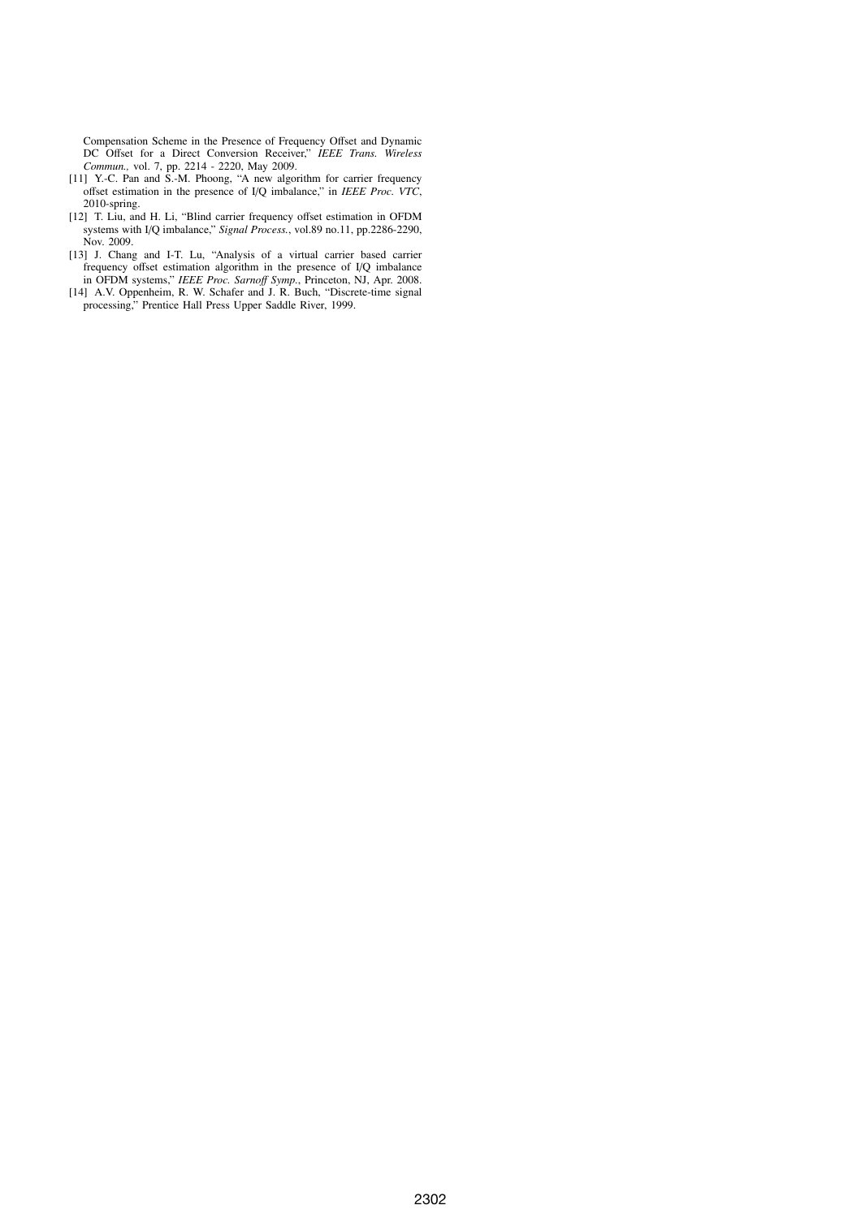Compensation Scheme in the Presence of Frequency Offset and Dynamic DC Offset for a Direct Conversion Receiver," *IEEE Trans. Wireless Commun.,* vol. 7, pp. 2214 - 2220, May 2009.

[11] Y.-C. Pan and S.-M. Phoong, "A new algorithm for carrier frequency offset estimation in the presence of I/Q imbalance," in *IEEE Proc. VTC*, 2010-spring.

[12] T. Liu, and H. Li, "Blind carrier frequency offset estimation in OFDM systems with I/Q imbalance," *Signal Process.*, vol.89 no.11, pp.2286-2290, Nov. 2009.

[13] J. Chang and I-T. Lu, "Analysis of a virtual carrier based carrier frequency offset estimation algorithm in the presence of I/Q imbalance in OFDM systems," *IEEE Proc. Sarnoff Symp.*, Princeton, NJ, Apr. 2008.

[14] A.V. Oppenheim, R. W. Schafer and J. R. Buch, "Discrete-time signal processing," Prentice Hall Press Upper Saddle River, 1999.